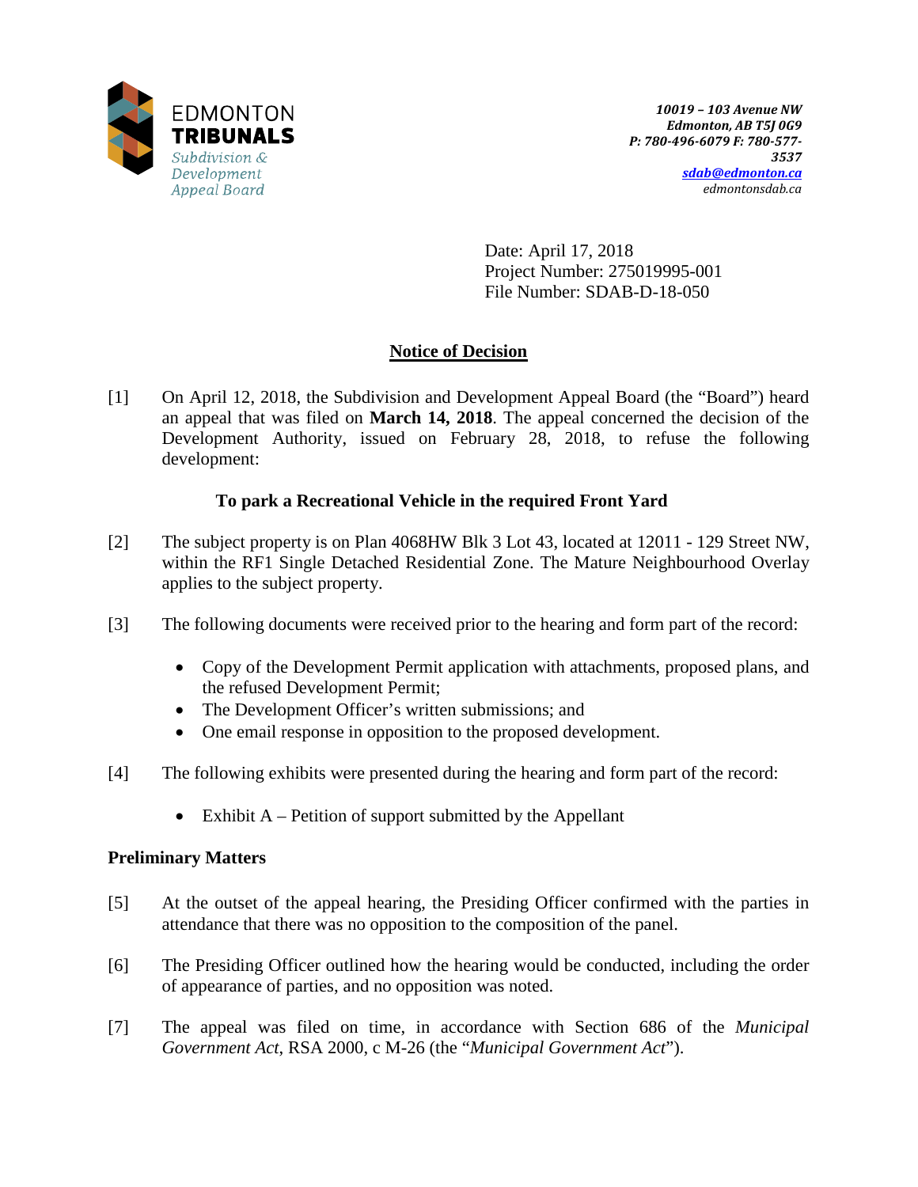EDMONTON
**TRIBUNALS**
*Subdivision & Development Appeal Board*

***10019 – 103 Avenue NW***
***Edmonton, AB T5J 0G9***
***P: 780-496-6079 F: 780-577-3537***
***sdab@edmonton.ca***
*edmontonsdab.ca*

Date: April 17, 2018
Project Number: 275019995-001
File Number: SDAB-D-18-050

## Notice of Decision

[1] On April 12, 2018, the Subdivision and Development Appeal Board (the "Board") heard an appeal that was filed on **March 14, 2018**. The appeal concerned the decision of the Development Authority, issued on February 28, 2018, to refuse the following development:

**To park a Recreational Vehicle in the required Front Yard**

[2] The subject property is on Plan 4068HW Blk 3 Lot 43, located at 12011 - 129 Street NW, within the RF1 Single Detached Residential Zone. The Mature Neighbourhood Overlay applies to the subject property.

[3] The following documents were received prior to the hearing and form part of the record:

- Copy of the Development Permit application with attachments, proposed plans, and the refused Development Permit;
- The Development Officer's written submissions; and
- One email response in opposition to the proposed development.

[4] The following exhibits were presented during the hearing and form part of the record:

- Exhibit A – Petition of support submitted by the Appellant

### Preliminary Matters

[5] At the outset of the appeal hearing, the Presiding Officer confirmed with the parties in attendance that there was no opposition to the composition of the panel.

[6] The Presiding Officer outlined how the hearing would be conducted, including the order of appearance of parties, and no opposition was noted.

[7] The appeal was filed on time, in accordance with Section 686 of the *Municipal Government Act*, RSA 2000, c M-26 (the "*Municipal Government Act*").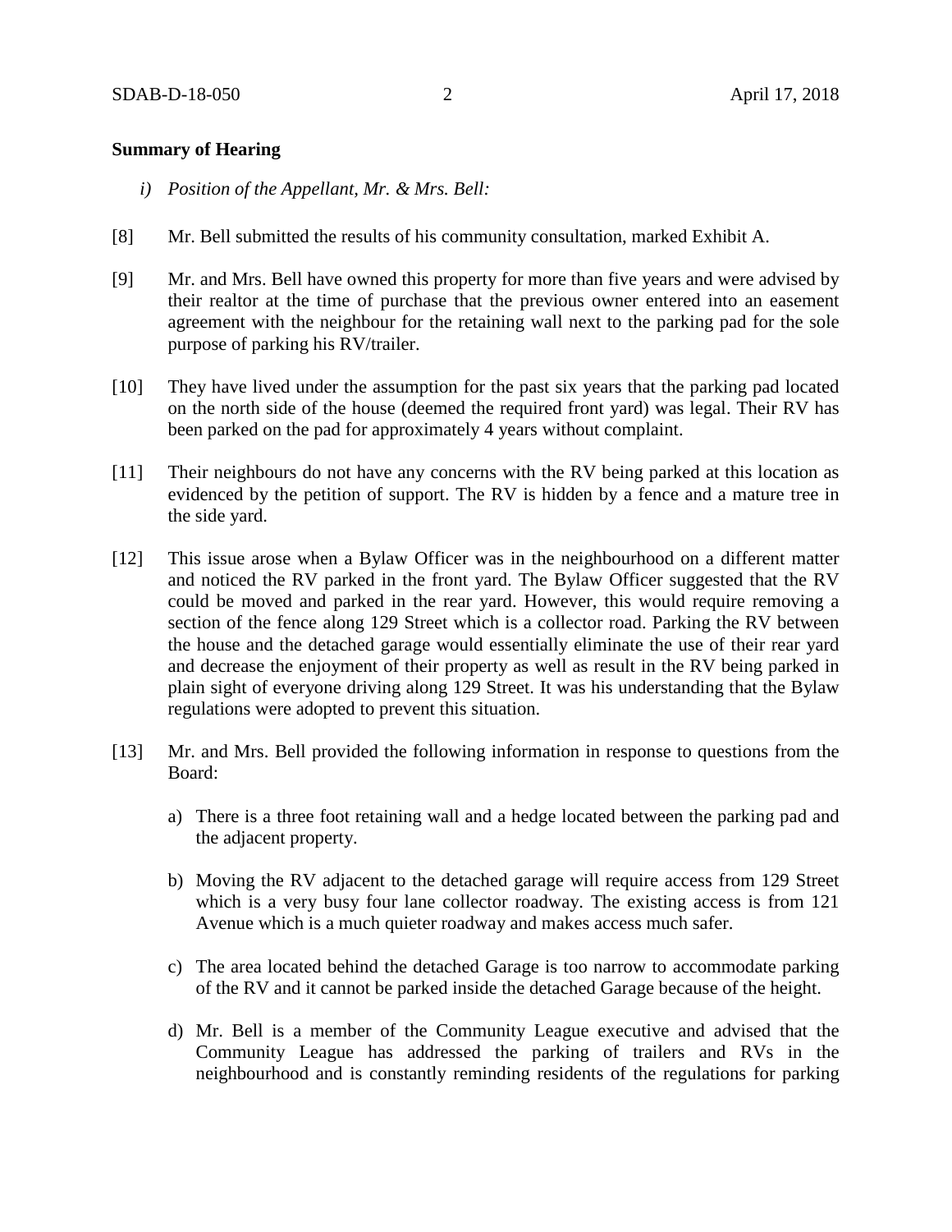**Summary of Hearing**

*i) Position of the Appellant, Mr. & Mrs. Bell:*

[8] Mr. Bell submitted the results of his community consultation, marked Exhibit A.

[9] Mr. and Mrs. Bell have owned this property for more than five years and were advised by their realtor at the time of purchase that the previous owner entered into an easement agreement with the neighbour for the retaining wall next to the parking pad for the sole purpose of parking his RV/trailer.

[10] They have lived under the assumption for the past six years that the parking pad located on the north side of the house (deemed the required front yard) was legal. Their RV has been parked on the pad for approximately 4 years without complaint.

[11] Their neighbours do not have any concerns with the RV being parked at this location as evidenced by the petition of support. The RV is hidden by a fence and a mature tree in the side yard.

[12] This issue arose when a Bylaw Officer was in the neighbourhood on a different matter and noticed the RV parked in the front yard. The Bylaw Officer suggested that the RV could be moved and parked in the rear yard. However, this would require removing a section of the fence along 129 Street which is a collector road. Parking the RV between the house and the detached garage would essentially eliminate the use of their rear yard and decrease the enjoyment of their property as well as result in the RV being parked in plain sight of everyone driving along 129 Street. It was his understanding that the Bylaw regulations were adopted to prevent this situation.

[13] Mr. and Mrs. Bell provided the following information in response to questions from the Board:

a) There is a three foot retaining wall and a hedge located between the parking pad and the adjacent property.

b) Moving the RV adjacent to the detached garage will require access from 129 Street which is a very busy four lane collector roadway. The existing access is from 121 Avenue which is a much quieter roadway and makes access much safer.

c) The area located behind the detached Garage is too narrow to accommodate parking of the RV and it cannot be parked inside the detached Garage because of the height.

d) Mr. Bell is a member of the Community League executive and advised that the Community League has addressed the parking of trailers and RVs in the neighbourhood and is constantly reminding residents of the regulations for parking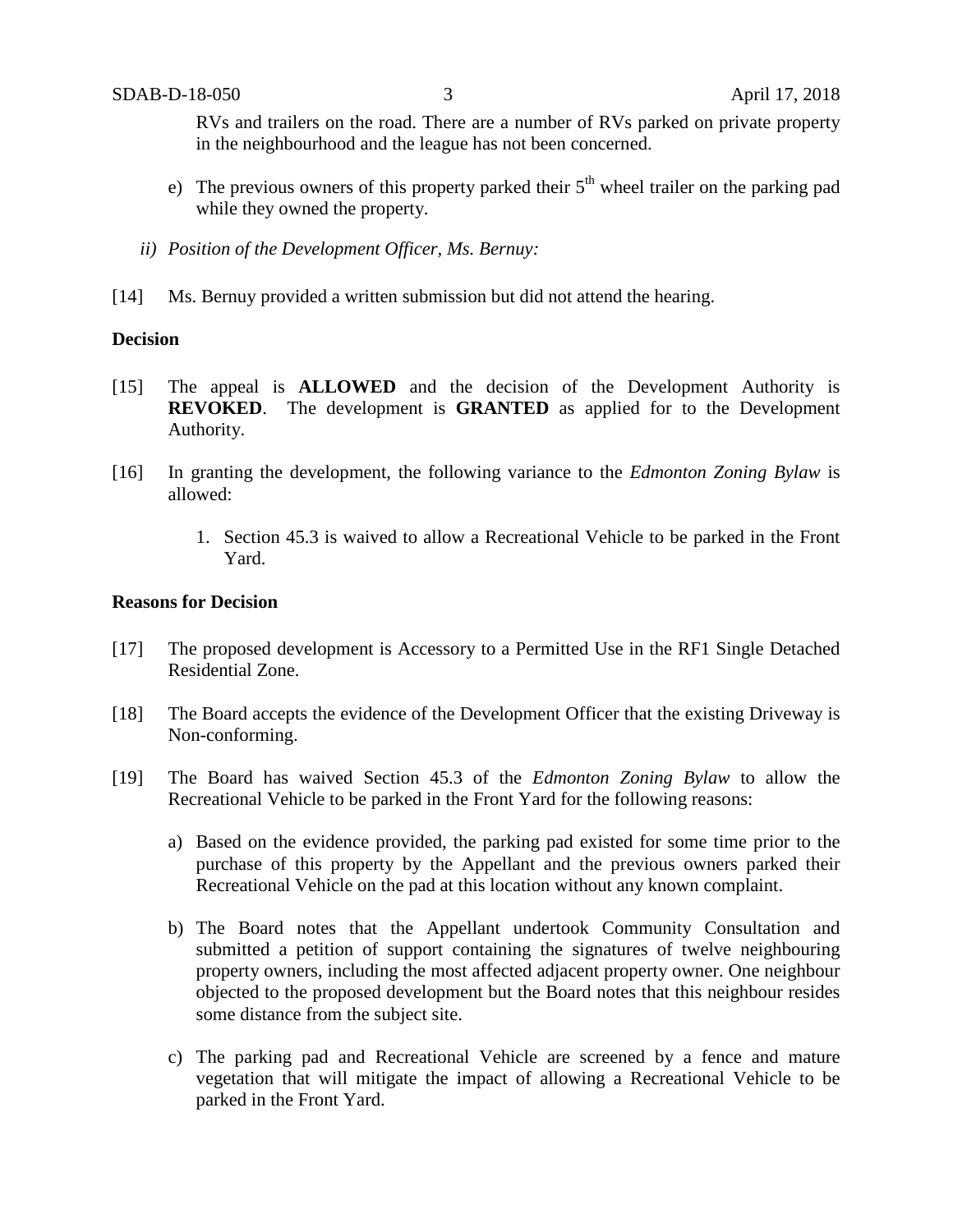RVs and trailers on the road. There are a number of RVs parked on private property in the neighbourhood and the league has not been concerned.

e) The previous owners of this property parked their 5th wheel trailer on the parking pad while they owned the property.

*ii) Position of the Development Officer, Ms. Bernuy:*

[14] Ms. Bernuy provided a written submission but did not attend the hearing.

**Decision**

[15] The appeal is **ALLOWED** and the decision of the Development Authority is **REVOKED**. The development is **GRANTED** as applied for to the Development Authority.

[16] In granting the development, the following variance to the *Edmonton Zoning Bylaw* is allowed:

1. Section 45.3 is waived to allow a Recreational Vehicle to be parked in the Front Yard.

**Reasons for Decision**

[17] The proposed development is Accessory to a Permitted Use in the RF1 Single Detached Residential Zone.

[18] The Board accepts the evidence of the Development Officer that the existing Driveway is Non-conforming.

[19] The Board has waived Section 45.3 of the *Edmonton Zoning Bylaw* to allow the Recreational Vehicle to be parked in the Front Yard for the following reasons:

a) Based on the evidence provided, the parking pad existed for some time prior to the purchase of this property by the Appellant and the previous owners parked their Recreational Vehicle on the pad at this location without any known complaint.

b) The Board notes that the Appellant undertook Community Consultation and submitted a petition of support containing the signatures of twelve neighbouring property owners, including the most affected adjacent property owner. One neighbour objected to the proposed development but the Board notes that this neighbour resides some distance from the subject site.

c) The parking pad and Recreational Vehicle are screened by a fence and mature vegetation that will mitigate the impact of allowing a Recreational Vehicle to be parked in the Front Yard.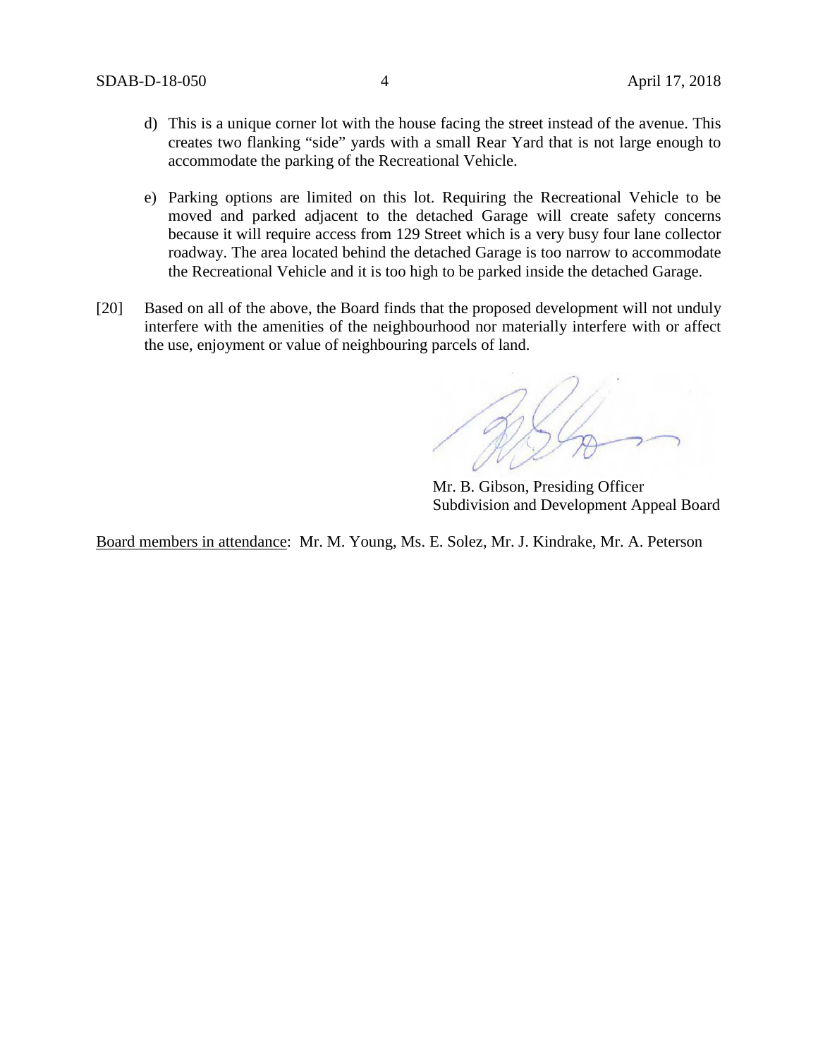d) This is a unique corner lot with the house facing the street instead of the avenue. This creates two flanking "side" yards with a small Rear Yard that is not large enough to accommodate the parking of the Recreational Vehicle.

e) Parking options are limited on this lot. Requiring the Recreational Vehicle to be moved and parked adjacent to the detached Garage will create safety concerns because it will require access from 129 Street which is a very busy four lane collector roadway. The area located behind the detached Garage is too narrow to accommodate the Recreational Vehicle and it is too high to be parked inside the detached Garage.

[20] Based on all of the above, the Board finds that the proposed development will not unduly interfere with the amenities of the neighbourhood nor materially interfere with or affect the use, enjoyment or value of neighbouring parcels of land.

Mr. B. Gibson, Presiding Officer
Subdivision and Development Appeal Board

Board members in attendance: Mr. M. Young, Ms. E. Solez, Mr. J. Kindrake, Mr. A. Peterson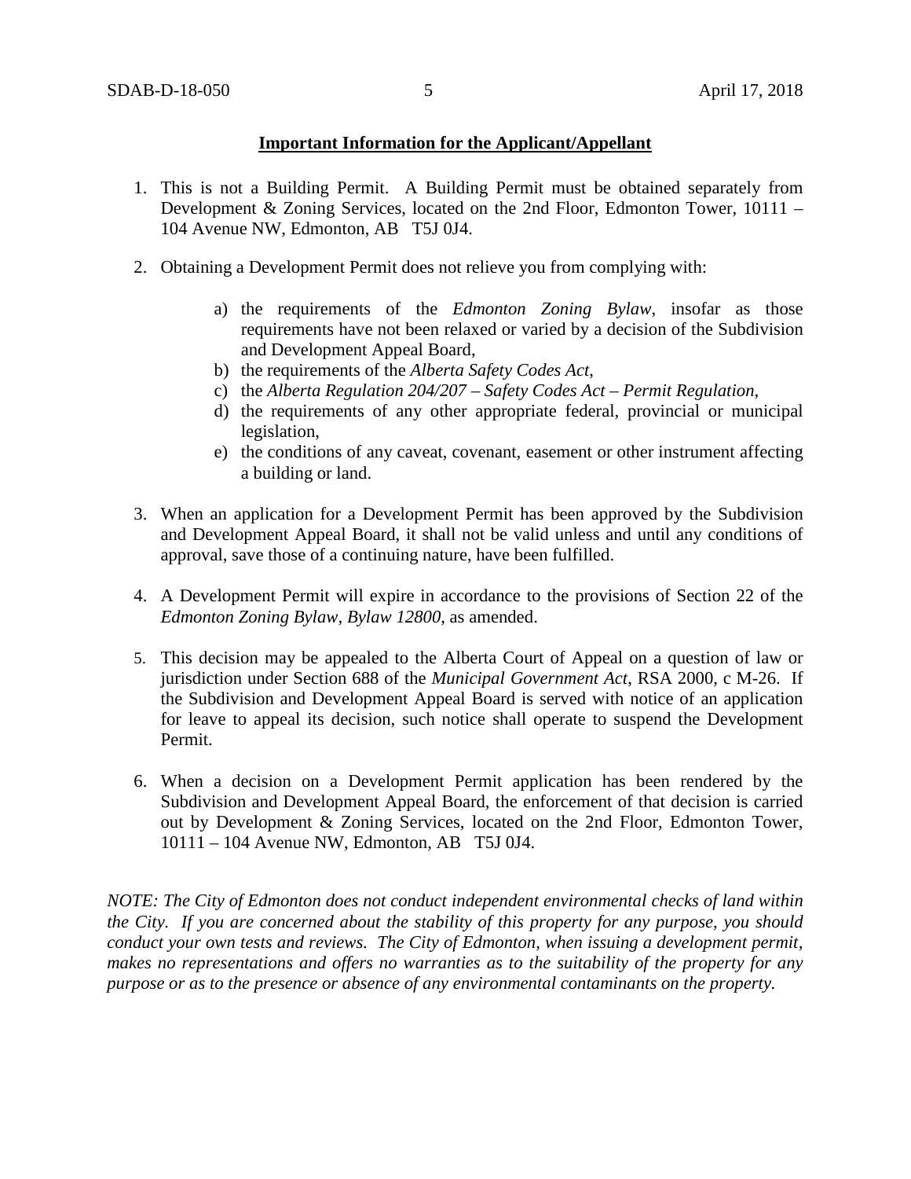**Important Information for the Applicant/Appellant**

1. This is not a Building Permit. A Building Permit must be obtained separately from Development & Zoning Services, located on the 2nd Floor, Edmonton Tower, 10111 – 104 Avenue NW, Edmonton, AB T5J 0J4.

2. Obtaining a Development Permit does not relieve you from complying with:

   a) the requirements of the *Edmonton Zoning Bylaw*, insofar as those requirements have not been relaxed or varied by a decision of the Subdivision and Development Appeal Board,
   b) the requirements of the *Alberta Safety Codes Act*,
   c) the *Alberta Regulation 204/207 – Safety Codes Act – Permit Regulation*,
   d) the requirements of any other appropriate federal, provincial or municipal legislation,
   e) the conditions of any caveat, covenant, easement or other instrument affecting a building or land.

3. When an application for a Development Permit has been approved by the Subdivision and Development Appeal Board, it shall not be valid unless and until any conditions of approval, save those of a continuing nature, have been fulfilled.

4. A Development Permit will expire in accordance to the provisions of Section 22 of the *Edmonton Zoning Bylaw, Bylaw 12800*, as amended.

5. This decision may be appealed to the Alberta Court of Appeal on a question of law or jurisdiction under Section 688 of the *Municipal Government Act*, RSA 2000, c M-26. If the Subdivision and Development Appeal Board is served with notice of an application for leave to appeal its decision, such notice shall operate to suspend the Development Permit.

6. When a decision on a Development Permit application has been rendered by the Subdivision and Development Appeal Board, the enforcement of that decision is carried out by Development & Zoning Services, located on the 2nd Floor, Edmonton Tower, 10111 – 104 Avenue NW, Edmonton, AB T5J 0J4.

*NOTE: The City of Edmonton does not conduct independent environmental checks of land within the City. If you are concerned about the stability of this property for any purpose, you should conduct your own tests and reviews. The City of Edmonton, when issuing a development permit, makes no representations and offers no warranties as to the suitability of the property for any purpose or as to the presence or absence of any environmental contaminants on the property.*